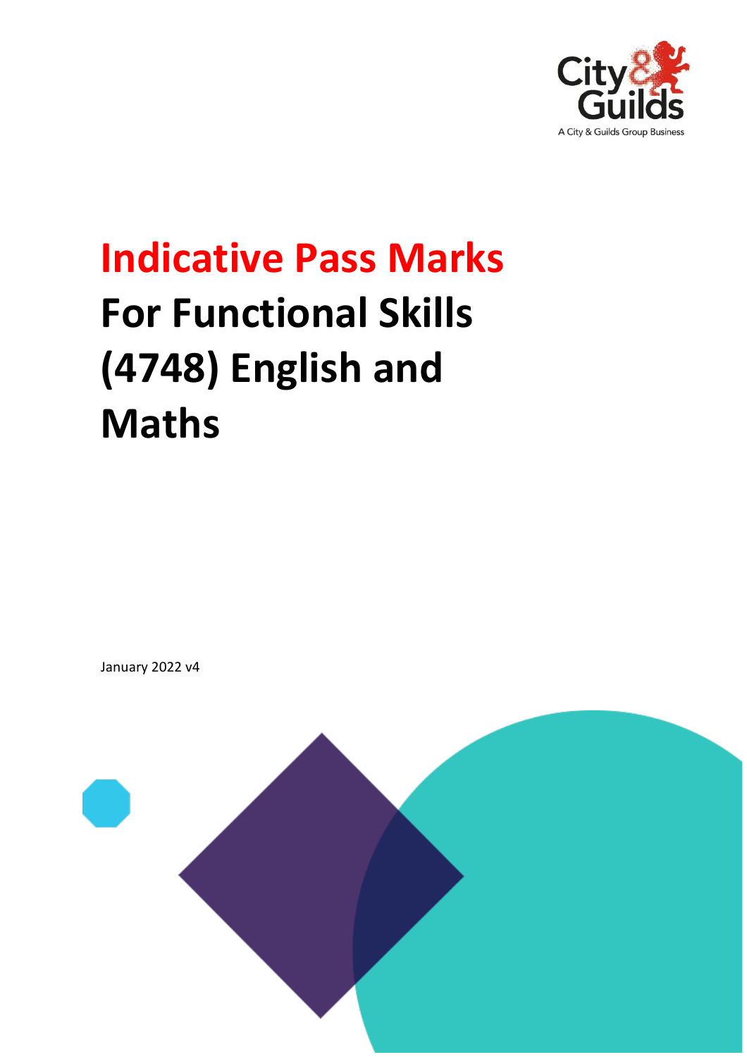# Indicative Pass Marks

# For Functional Skills (4748) English and Maths

January 2022 v4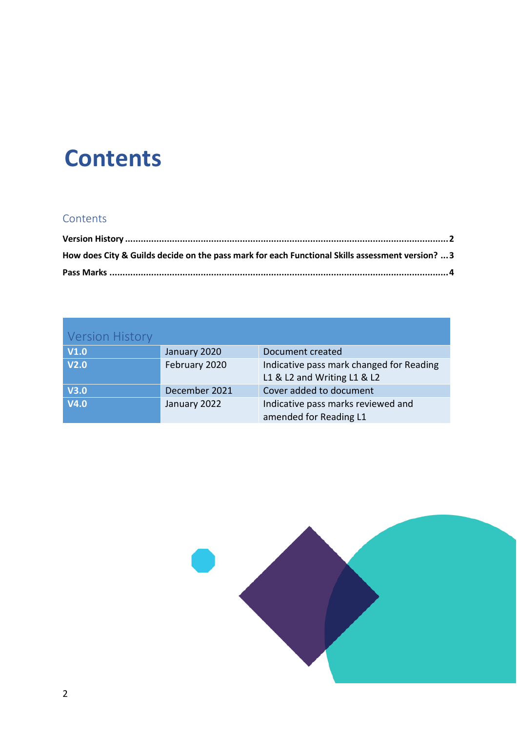# Contents

## Contents

**Version History** ........................................................................................................................ **2**

**How does City & Guilds decide on the pass mark for each Functional Skills assessment version?** ... **3**

**Pass Marks** ................................................................................................................................ **4**

## Version History

| Version | Date | Description |
|---|---|---|
| **V1.0** | January 2020 | Document created |
| **V2.0** | February 2020 | Indicative pass mark changed for Reading L1 & L2 and Writing L1 & L2 |
| **V3.0** | December 2021 | Cover added to document |
| **V4.0** | January 2022 | Indicative pass marks reviewed and amended for Reading L1 |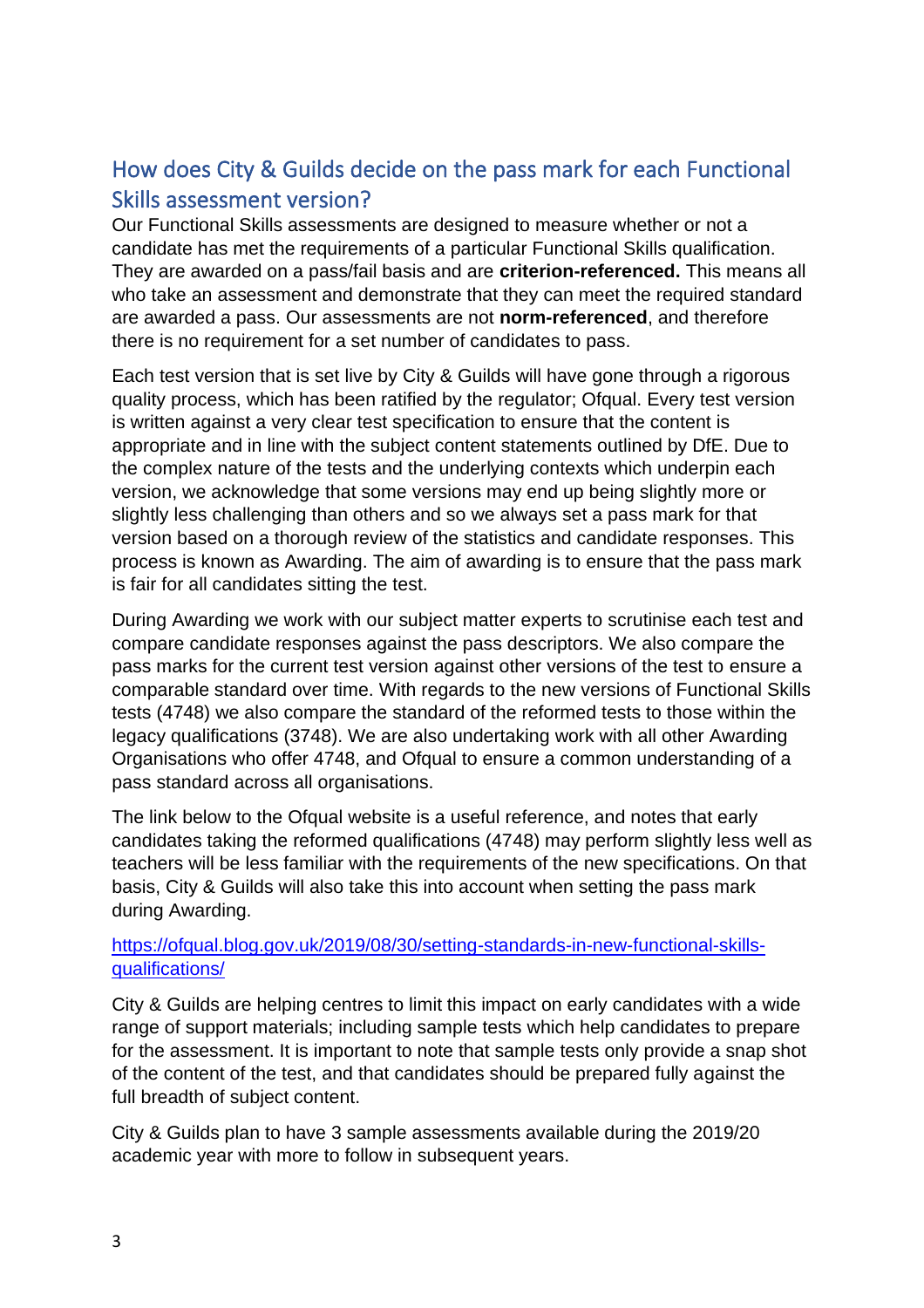## How does City & Guilds decide on the pass mark for each Functional Skills assessment version?

Our Functional Skills assessments are designed to measure whether or not a candidate has met the requirements of a particular Functional Skills qualification. They are awarded on a pass/fail basis and are **criterion-referenced.** This means all who take an assessment and demonstrate that they can meet the required standard are awarded a pass. Our assessments are not **norm-referenced**, and therefore there is no requirement for a set number of candidates to pass.

Each test version that is set live by City & Guilds will have gone through a rigorous quality process, which has been ratified by the regulator; Ofqual. Every test version is written against a very clear test specification to ensure that the content is appropriate and in line with the subject content statements outlined by DfE. Due to the complex nature of the tests and the underlying contexts which underpin each version, we acknowledge that some versions may end up being slightly more or slightly less challenging than others and so we always set a pass mark for that version based on a thorough review of the statistics and candidate responses. This process is known as Awarding. The aim of awarding is to ensure that the pass mark is fair for all candidates sitting the test.

During Awarding we work with our subject matter experts to scrutinise each test and compare candidate responses against the pass descriptors. We also compare the pass marks for the current test version against other versions of the test to ensure a comparable standard over time. With regards to the new versions of Functional Skills tests (4748) we also compare the standard of the reformed tests to those within the legacy qualifications (3748). We are also undertaking work with all other Awarding Organisations who offer 4748, and Ofqual to ensure a common understanding of a pass standard across all organisations.

The link below to the Ofqual website is a useful reference, and notes that early candidates taking the reformed qualifications (4748) may perform slightly less well as teachers will be less familiar with the requirements of the new specifications. On that basis, City & Guilds will also take this into account when setting the pass mark during Awarding.

[https://ofqual.blog.gov.uk/2019/08/30/setting-standards-in-new-functional-skills-qualifications/](https://ofqual.blog.gov.uk/2019/08/30/setting-standards-in-new-functional-skills-qualifications/)

City & Guilds are helping centres to limit this impact on early candidates with a wide range of support materials; including sample tests which help candidates to prepare for the assessment. It is important to note that sample tests only provide a snap shot of the content of the test, and that candidates should be prepared fully against the full breadth of subject content.

City & Guilds plan to have 3 sample assessments available during the 2019/20 academic year with more to follow in subsequent years.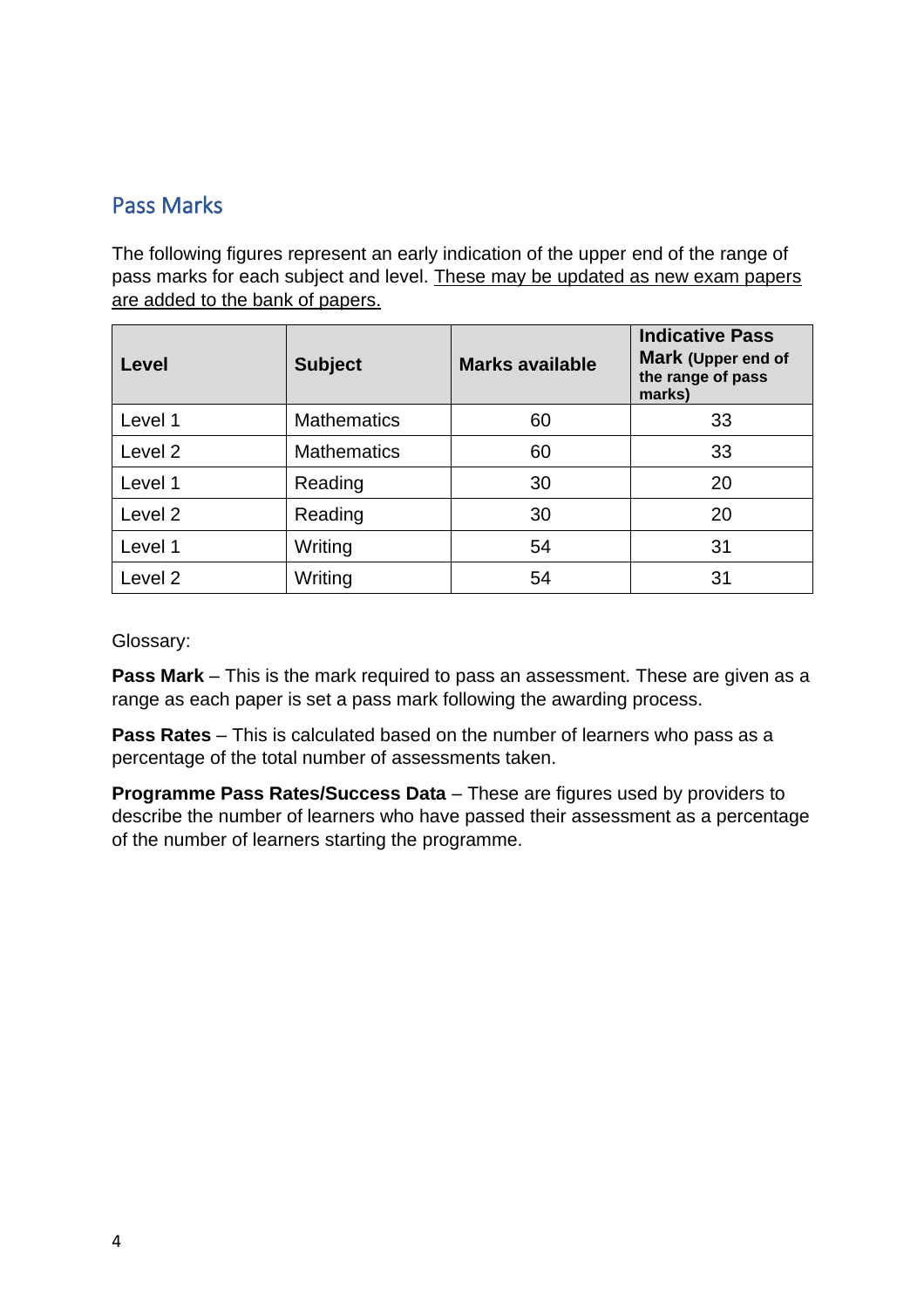## Pass Marks

The following figures represent an early indication of the upper end of the range of pass marks for each subject and level. These may be updated as new exam papers are added to the bank of papers.

| Level | Subject | Marks available | Indicative Pass Mark (Upper end of the range of pass marks) |
|---|---|---|---|
| Level 1 | Mathematics | 60 | 33 |
| Level 2 | Mathematics | 60 | 33 |
| Level 1 | Reading | 30 | 20 |
| Level 2 | Reading | 30 | 20 |
| Level 1 | Writing | 54 | 31 |
| Level 2 | Writing | 54 | 31 |

Glossary:

**Pass Mark** – This is the mark required to pass an assessment. These are given as a range as each paper is set a pass mark following the awarding process.

**Pass Rates** – This is calculated based on the number of learners who pass as a percentage of the total number of assessments taken.

**Programme Pass Rates/Success Data** – These are figures used by providers to describe the number of learners who have passed their assessment as a percentage of the number of learners starting the programme.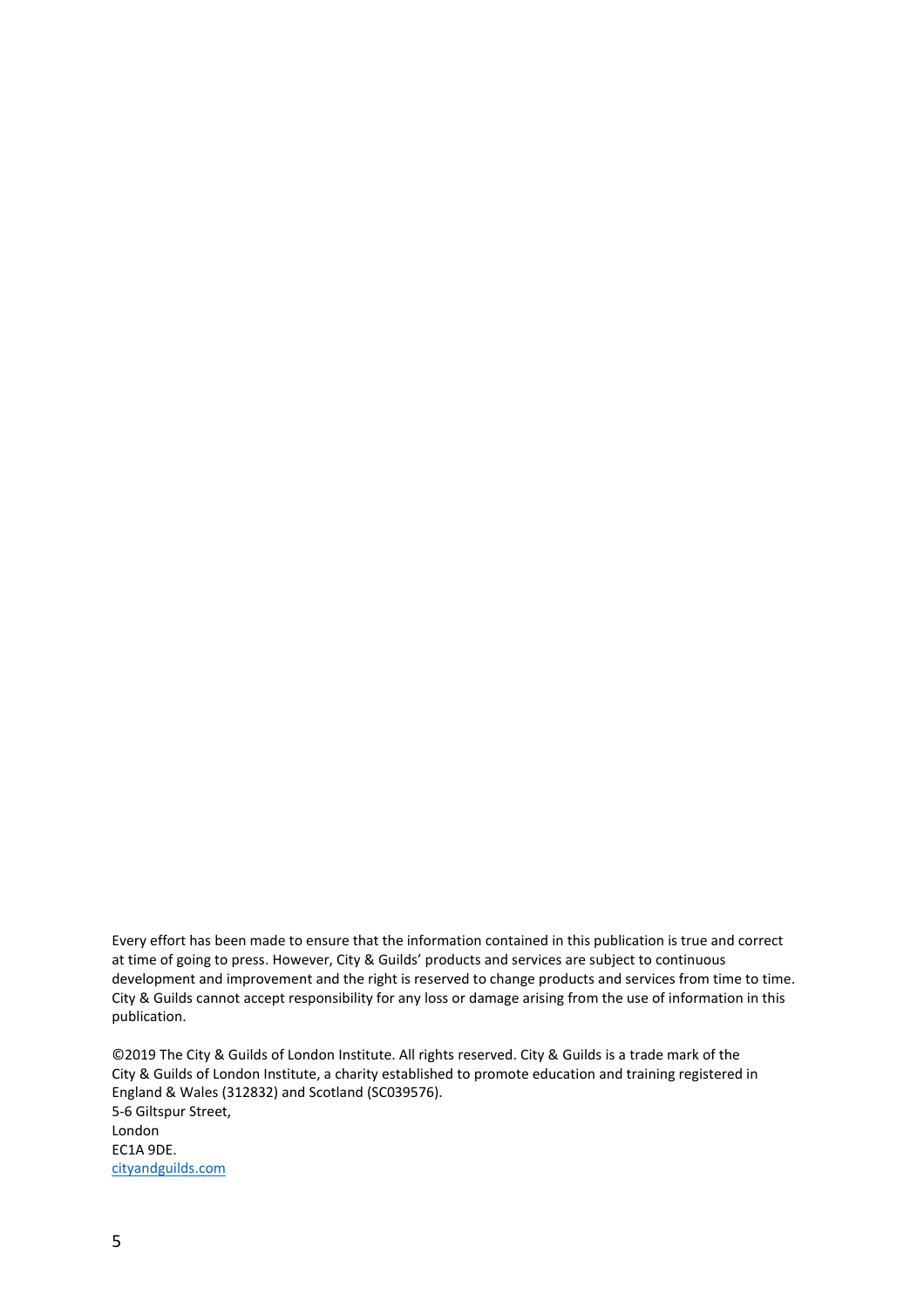Every effort has been made to ensure that the information contained in this publication is true and correct at time of going to press. However, City & Guilds' products and services are subject to continuous development and improvement and the right is reserved to change products and services from time to time. City & Guilds cannot accept responsibility for any loss or damage arising from the use of information in this publication.

©2019 The City & Guilds of London Institute. All rights reserved. City & Guilds is a trade mark of the City & Guilds of London Institute, a charity established to promote education and training registered in England & Wales (312832) and Scotland (SC039576).
5-6 Giltspur Street,
London
EC1A 9DE.
cityandguilds.com